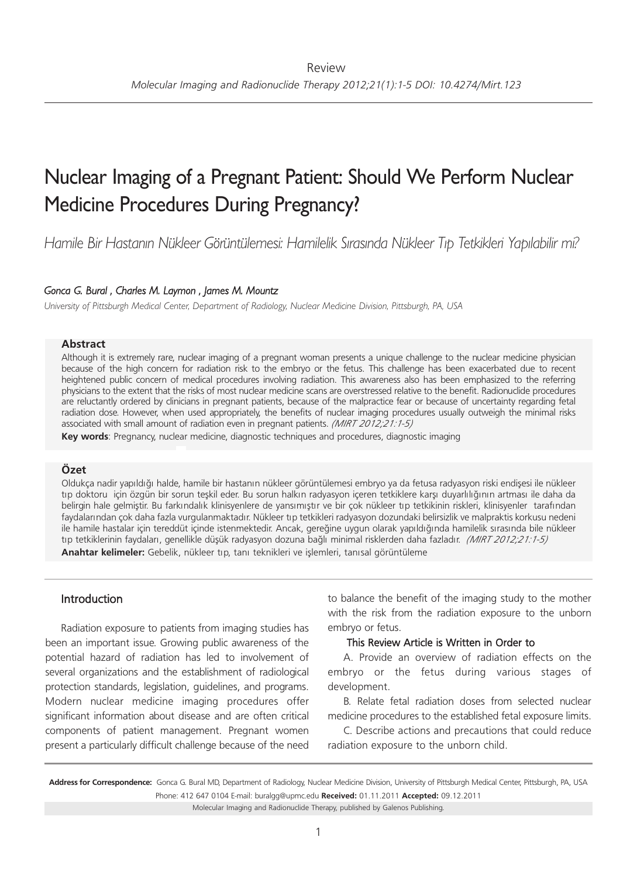Review

Molecular Imaging and Radionuclide Therapy 2012;21(1):1-5 DOI: 10.4274/Mirt.123

# Nuclear Imaging of a Pregnant Patient: Should We Perform Nuclear Medicine Procedures During Pregnancy?

*Hamile Bir Hastanın Nükleer Görüntülemesi: Hamilelik Sırasında Nükleer Tıp Tetkikleri Yapılabilir mi?*

*Gonca G. Bural , Charles M. Laymon , James M. Mountz*

*University of Pittsburgh Medical Center, Department of Radiology, Nuclear Medicine Division, Pittsburgh, PA, USA*

### Abstract

Although it is extremely rare, nuclear imaging of a pregnant woman presents a unique challenge to the nuclear medicine physician because of the high concern for radiation risk to the embryo or the fetus. This challenge has been exacerbated due to recent heightened public concern of medical procedures involving radiation. This awareness also has been emphasized to the referring physicians to the extent that the risks of most nuclear medicine scans are overstressed relative to the benefit. Radionuclide procedures are reluctantly ordered by clinicians in pregnant patients, because of the malpractice fear or because of uncertainty regarding fetal radiation dose. However, when used appropriately, the benefits of nuclear imaging procedures usually outweigh the minimal risks associated with small amount of radiation even in pregnant patients. *(MIRT 2012;21:1-5)*

**Key words**: Pregnancy, nuclear medicine, diagnostic techniques and procedures, diagnostic imaging

### Özet

Oldukça nadir yapıldığı halde, hamile bir hastanın nükleer görüntülemesi embryo ya da fetusa radyasyon riski endişesi ile nükleer tıp doktoru için özgün bir sorun teşkil eder. Bu sorun halkın radyasyon içeren tetkiklere karşı duyarlılığının artması ile daha da belirgin hale gelmiştir. Bu farkındalık klinisyenlere de yansımıştır ve bir çok nükleer tıp tetkikinin riskleri, klinisyenler tarafından faydalarından çok daha fazla vurgulanmaktadır. Nükleer tıp tetkikleri radyasyon dozundaki belirsizlik ve malpraktis korkusu nedeni ile hamile hastalar için tereddüt içinde istenmektedir. Ancak, gereğine uygun olarak yapıldığında hamilelik sırasında bile nükleer tıp tetkiklerinin faydaları, genellikle düşük radyasyon dozuna bağlı minimal risklerden daha fazladır. *(MIRT 2012;21:1-5)*

**Anahtar kelimeler:** Gebelik, nükleer tıp, tanı teknikleri ve işlemleri, tanısal görüntüleme

## Introduction

Radiation exposure to patients from imaging studies has been an important issue. Growing public awareness of the potential hazard of radiation has led to involvement of several organizations and the establishment of radiological protection standards, legislation, guidelines, and programs. Modern nuclear medicine imaging procedures offer significant information about disease and are often critical components of patient management. Pregnant women present a particularly difficult challenge because of the need to balance the benefit of the imaging study to the mother with the risk from the radiation exposure to the unborn embryo or fetus.

### This Review Article is Written in Order to

A. Provide an overview of radiation effects on the embryo or the fetus during various stages of development.

B. Relate fetal radiation doses from selected nuclear medicine procedures to the established fetal exposure limits.

C. Describe actions and precautions that could reduce radiation exposure to the unborn child.

**Address for Correspondence:** Gonca G. Bural MD, Department of Radiology, Nuclear Medicine Division, University of Pittsburgh Medical Center, Pittsburgh, PA, USA Phone: 412 647 0104 E-mail: buralgg@upmc.edu **Received:** 01.11.2011 **Accepted:** 09.12.2011

Molecular Imaging and Radionuclide Therapy, published by Galenos Publishing.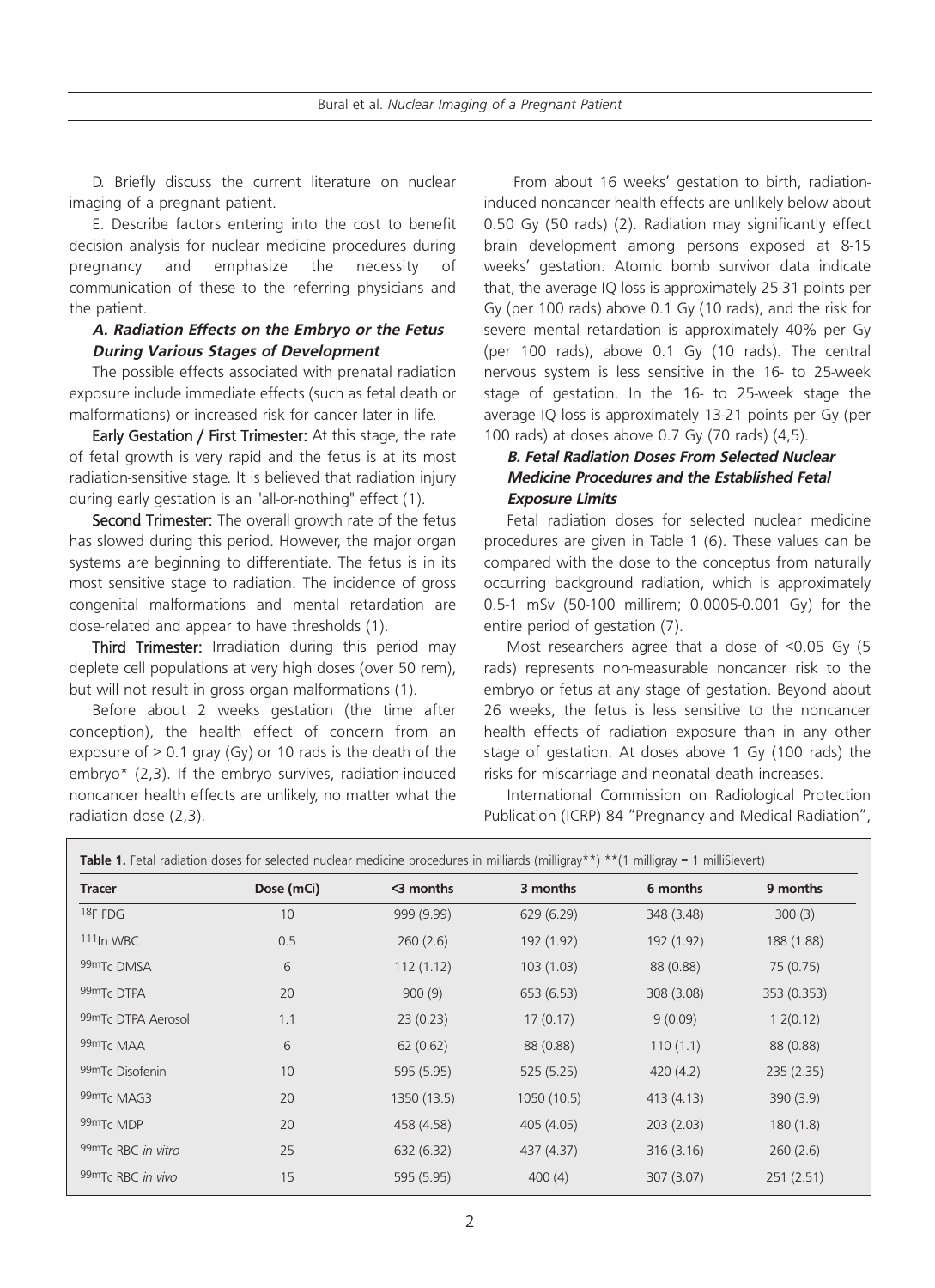D. Briefly discuss the current literature on nuclear imaging of a pregnant patient.

E. Describe factors entering into the cost to benefit decision analysis for nuclear medicine procedures during pregnancy and emphasize the necessity of communication of these to the referring physicians and the patient.

### *A. Radiation Effects on the Embryo or the Fetus During Various Stages of Development*

The possible effects associated with prenatal radiation exposure include immediate effects (such as fetal death or malformations) or increased risk for cancer later in life.

**Early Gestation / First Trimester:** At this stage, the rate of fetal growth is very rapid and the fetus is at its most radiation-sensitive stage. It is believed that radiation injury during early gestation is an "all-or-nothing" effect (1).

**Second Trimester:** The overall growth rate of the fetus has slowed during this period. However, the major organ systems are beginning to differentiate. The fetus is in its most sensitive stage to radiation. The incidence of gross congenital malformations and mental retardation are dose-related and appear to have thresholds (1).

**Third Trimester:** Irradiation during this period may deplete cell populations at very high doses (over 50 rem), but will not result in gross organ malformations (1).

Before about 2 weeks gestation (the time after conception), the health effect of concern from an exposure of > 0.1 gray (Gy) or 10 rads is the death of the embryo* (2,3). If the embryo survives, radiation-induced noncancer health effects are unlikely, no matter what the radiation dose (2,3).

From about 16 weeks' gestation to birth, radiation-induced noncancer health effects are unlikely below about 0.50 Gy (50 rads) (2). Radiation may significantly effect brain development among persons exposed at 8-15 weeks' gestation. Atomic bomb survivor data indicate that, the average IQ loss is approximately 25-31 points per Gy (per 100 rads) above 0.1 Gy (10 rads), and the risk for severe mental retardation is approximately 40% per Gy (per 100 rads), above 0.1 Gy (10 rads). The central nervous system is less sensitive in the 16- to 25-week stage of gestation. In the 16- to 25-week stage the average IQ loss is approximately 13-21 points per Gy (per 100 rads) at doses above 0.7 Gy (70 rads) (4,5).

### *B. Fetal Radiation Doses From Selected Nuclear Medicine Procedures and the Established Fetal Exposure Limits*

Fetal radiation doses for selected nuclear medicine procedures are given in Table 1 (6). These values can be compared with the dose to the conceptus from naturally occurring background radiation, which is approximately 0.5-1 mSv (50-100 millirem; 0.0005-0.001 Gy) for the entire period of gestation (7).

Most researchers agree that a dose of <0.05 Gy (5 rads) represents non-measurable noncancer risk to the embryo or fetus at any stage of gestation. Beyond about 26 weeks, the fetus is less sensitive to the noncancer health effects of radiation exposure than in any other stage of gestation. At doses above 1 Gy (100 rads) the risks for miscarriage and neonatal death increases.

International Commission on Radiological Protection Publication (ICRP) 84 "Pregnancy and Medical Radiation",

**Table 1.** Fetal radiation doses for selected nuclear medicine procedures in milliards (milligray**) **(1 milligray = 1 milliSievert)

| Tracer | Dose (mCi) | <3 months | 3 months | 6 months | 9 months |
|---|---|---|---|---|---|
| $^{18}$F FDG | 10 | 999 (9.99) | 629 (6.29) | 348 (3.48) | 300 (3) |
| $^{111}$In WBC | 0.5 | 260 (2.6) | 192 (1.92) | 192 (1.92) | 188 (1.88) |
| $^{99m}$Tc DMSA | 6 | 112 (1.12) | 103 (1.03) | 88 (0.88) | 75 (0.75) |
| $^{99m}$Tc DTPA | 20 | 900 (9) | 653 (6.53) | 308 (3.08) | 353 (0.353) |
| $^{99m}$Tc DTPA Aerosol | 1.1 | 23 (0.23) | 17 (0.17) | 9 (0.09) | 1 2(0.12) |
| $^{99m}$Tc MAA | 6 | 62 (0.62) | 88 (0.88) | 110 (1.1) | 88 (0.88) |
| $^{99m}$Tc Disofenin | 10 | 595 (5.95) | 525 (5.25) | 420 (4.2) | 235 (2.35) |
| $^{99m}$Tc MAG3 | 20 | 1350 (13.5) | 1050 (10.5) | 413 (4.13) | 390 (3.9) |
| $^{99m}$Tc MDP | 20 | 458 (4.58) | 405 (4.05) | 203 (2.03) | 180 (1.8) |
| $^{99m}$Tc RBC *in vitro* | 25 | 632 (6.32) | 437 (4.37) | 316 (3.16) | 260 (2.6) |
| $^{99m}$Tc RBC *in vivo* | 15 | 595 (5.95) | 400 (4) | 307 (3.07) | 251 (2.51) |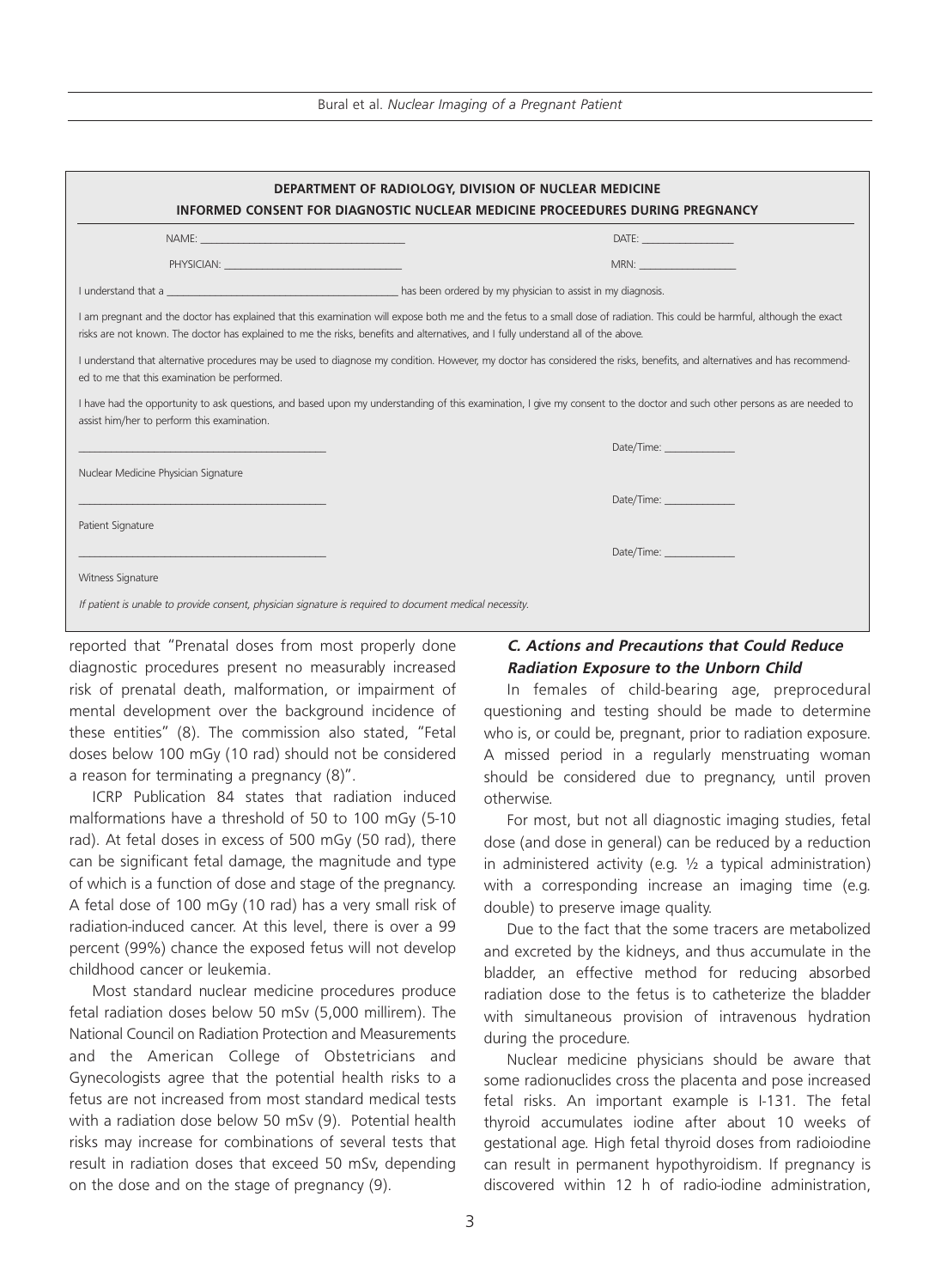**DEPARTMENT OF RADIOLOGY, DIVISION OF NUCLEAR MEDICINE**

**INFORMED CONSENT FOR DIAGNOSTIC NUCLEAR MEDICINE PROCEDURES DURING PREGNANCY**

NAME: ______________________________ DATE: ______________

PHYSICIAN: ___________________________ MRN: ______________

I understand that a ____________________________________ has been ordered by my physician to assist in my diagnosis.

I am pregnant and the doctor has explained that this examination will expose both me and the fetus to a small dose of radiation. This could be harmful, although the exact risks are not known. The doctor has explained to me the risks, benefits and alternatives, and I fully understand all of the above.

I understand that alternative procedures may be used to diagnose my condition. However, my doctor has considered the risks, benefits, and alternatives and has recommended to me that this examination be performed.

I have had the opportunity to ask questions, and based upon my understanding of this examination, I give my consent to the doctor and such other persons as are needed to assist him/her to perform this examination.

____________________________________ Date/Time: ___________

Nuclear Medicine Physician Signature

____________________________________ Date/Time: ___________

Patient Signature

____________________________________ Date/Time: ___________

Witness Signature

*If patient is unable to provide consent, physician signature is required to document medical necessity.*

reported that "Prenatal doses from most properly done diagnostic procedures present no measurably increased risk of prenatal death, malformation, or impairment of mental development over the background incidence of these entities" (8). The commission also stated, "Fetal doses below 100 mGy (10 rad) should not be considered a reason for terminating a pregnancy (8)".

ICRP Publication 84 states that radiation induced malformations have a threshold of 50 to 100 mGy (5-10 rad). At fetal doses in excess of 500 mGy (50 rad), there can be significant fetal damage, the magnitude and type of which is a function of dose and stage of the pregnancy. A fetal dose of 100 mGy (10 rad) has a very small risk of radiation-induced cancer. At this level, there is over a 99 percent (99%) chance the exposed fetus will not develop childhood cancer or leukemia.

Most standard nuclear medicine procedures produce fetal radiation doses below 50 mSv (5,000 millirem). The National Council on Radiation Protection and Measurements and the American College of Obstetricians and Gynecologists agree that the potential health risks to a fetus are not increased from most standard medical tests with a radiation dose below 50 mSv (9). Potential health risks may increase for combinations of several tests that result in radiation doses that exceed 50 mSv, depending on the dose and on the stage of pregnancy (9).

### *C. Actions and Precautions that Could Reduce Radiation Exposure to the Unborn Child*

In females of child-bearing age, preprocedural questioning and testing should be made to determine who is, or could be, pregnant, prior to radiation exposure. A missed period in a regularly menstruating woman should be considered due to pregnancy, until proven otherwise.

For most, but not all diagnostic imaging studies, fetal dose (and dose in general) can be reduced by a reduction in administered activity (e.g. ½ a typical administration) with a corresponding increase an imaging time (e.g. double) to preserve image quality.

Due to the fact that the some tracers are metabolized and excreted by the kidneys, and thus accumulate in the bladder, an effective method for reducing absorbed radiation dose to the fetus is to catheterize the bladder with simultaneous provision of intravenous hydration during the procedure.

Nuclear medicine physicians should be aware that some radionuclides cross the placenta and pose increased fetal risks. An important example is I-131. The fetal thyroid accumulates iodine after about 10 weeks of gestational age. High fetal thyroid doses from radioiodine can result in permanent hypothyroidism. If pregnancy is discovered within 12 h of radio-iodine administration,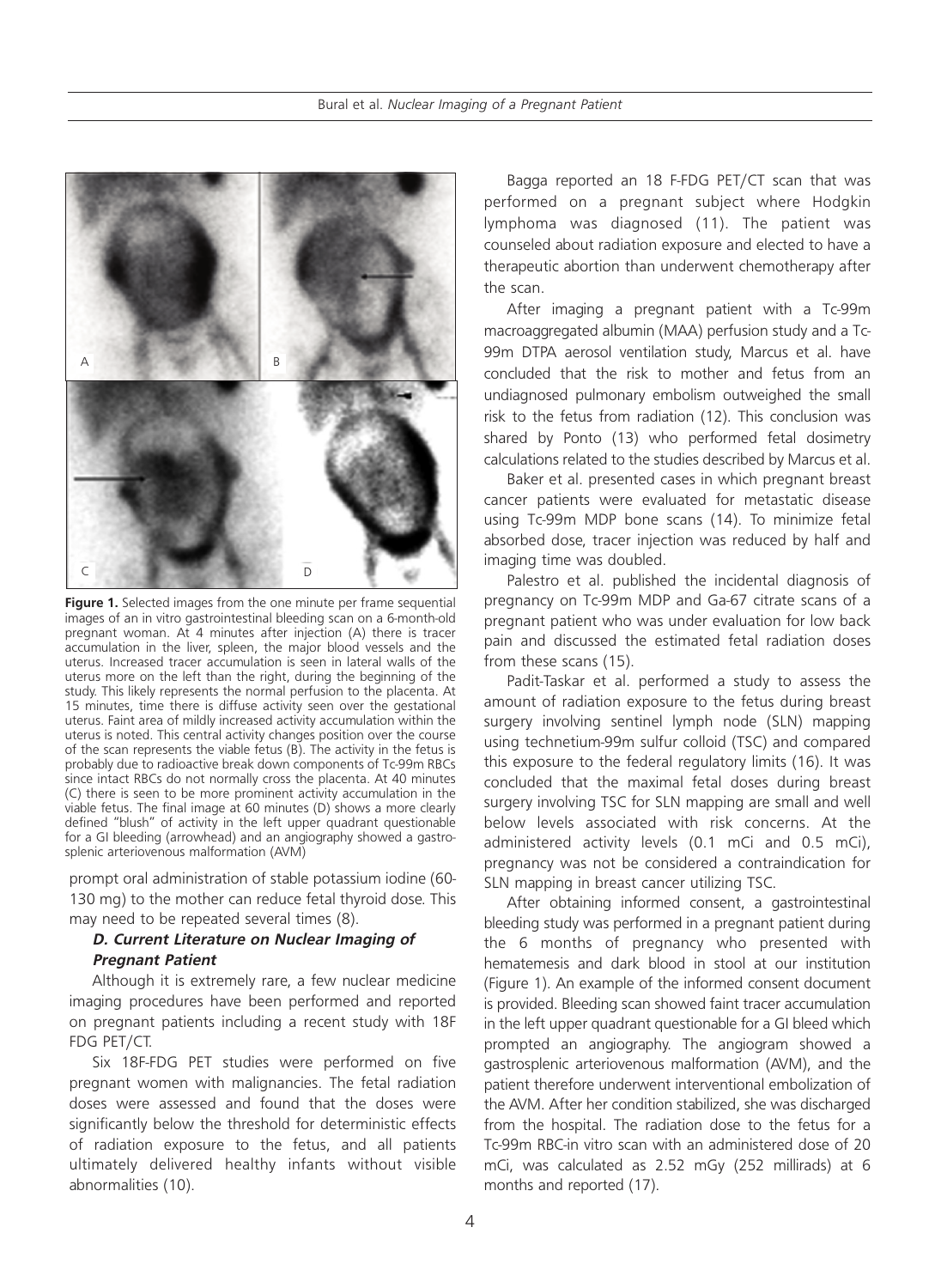**Figure 1.** Selected images from the one minute per frame sequential images of an in vitro gastrointestinal bleeding scan on a 6-month-old pregnant woman. At 4 minutes after injection (A) there is tracer accumulation in the liver, spleen, the major blood vessels and the uterus. Increased tracer accumulation is seen in lateral walls of the uterus more on the left than the right, during the beginning of the study. This likely represents the normal perfusion to the placenta. At 15 minutes, time there is diffuse activity seen over the gestational uterus. Faint area of mildly increased activity accumulation within the uterus is noted. This central activity changes position over the course of the scan represents the viable fetus (B). The activity in the fetus is probably due to radioactive break down components of Tc-99m RBCs since intact RBCs do not normally cross the placenta. At 40 minutes (C) there is seen to be more prominent activity accumulation in the viable fetus. The final image at 60 minutes (D) shows a more clearly defined "blush" of activity in the left upper quadrant questionable for a GI bleeding (arrowhead) and an angiography showed a gastro-splenic arteriovenous malformation (AVM)

prompt oral administration of stable potassium iodine (60-130 mg) to the mother can reduce fetal thyroid dose. This may need to be repeated several times (8).

### *D. Current Literature on Nuclear Imaging of Pregnant Patient*

Although it is extremely rare, a few nuclear medicine imaging procedures have been performed and reported on pregnant patients including a recent study with 18F FDG PET/CT.

Six 18F-FDG PET studies were performed on five pregnant women with malignancies. The fetal radiation doses were assessed and found that the doses were significantly below the threshold for deterministic effects of radiation exposure to the fetus, and all patients ultimately delivered healthy infants without visible abnormalities (10).

Bagga reported an 18 F-FDG PET/CT scan that was performed on a pregnant subject where Hodgkin lymphoma was diagnosed (11). The patient was counseled about radiation exposure and elected to have a therapeutic abortion than underwent chemotherapy after the scan.

After imaging a pregnant patient with a Tc-99m macroaggregated albumin (MAA) perfusion study and a Tc-99m DTPA aerosol ventilation study, Marcus et al. have concluded that the risk to mother and fetus from an undiagnosed pulmonary embolism outweighed the small risk to the fetus from radiation (12). This conclusion was shared by Ponto (13) who performed fetal dosimetry calculations related to the studies described by Marcus et al.

Baker et al. presented cases in which pregnant breast cancer patients were evaluated for metastatic disease using Tc-99m MDP bone scans (14). To minimize fetal absorbed dose, tracer injection was reduced by half and imaging time was doubled.

Palestro et al. published the incidental diagnosis of pregnancy on Tc-99m MDP and Ga-67 citrate scans of a pregnant patient who was under evaluation for low back pain and discussed the estimated fetal radiation doses from these scans (15).

Padit-Taskar et al. performed a study to assess the amount of radiation exposure to the fetus during breast surgery involving sentinel lymph node (SLN) mapping using technetium-99m sulfur colloid (TSC) and compared this exposure to the federal regulatory limits (16). It was concluded that the maximal fetal doses during breast surgery involving TSC for SLN mapping are small and well below levels associated with risk concerns. At the administered activity levels (0.1 mCi and 0.5 mCi), pregnancy was not be considered a contraindication for SLN mapping in breast cancer utilizing TSC.

After obtaining informed consent, a gastrointestinal bleeding study was performed in a pregnant patient during the 6 months of pregnancy who presented with hematemesis and dark blood in stool at our institution (Figure 1). An example of the informed consent document is provided. Bleeding scan showed faint tracer accumulation in the left upper quadrant questionable for a GI bleed which prompted an angiography. The angiogram showed a gastrosplenic arteriovenous malformation (AVM), and the patient therefore underwent interventional embolization of the AVM. After her condition stabilized, she was discharged from the hospital. The radiation dose to the fetus for a Tc-99m RBC-in vitro scan with an administered dose of 20 mCi, was calculated as 2.52 mGy (252 millirads) at 6 months and reported (17).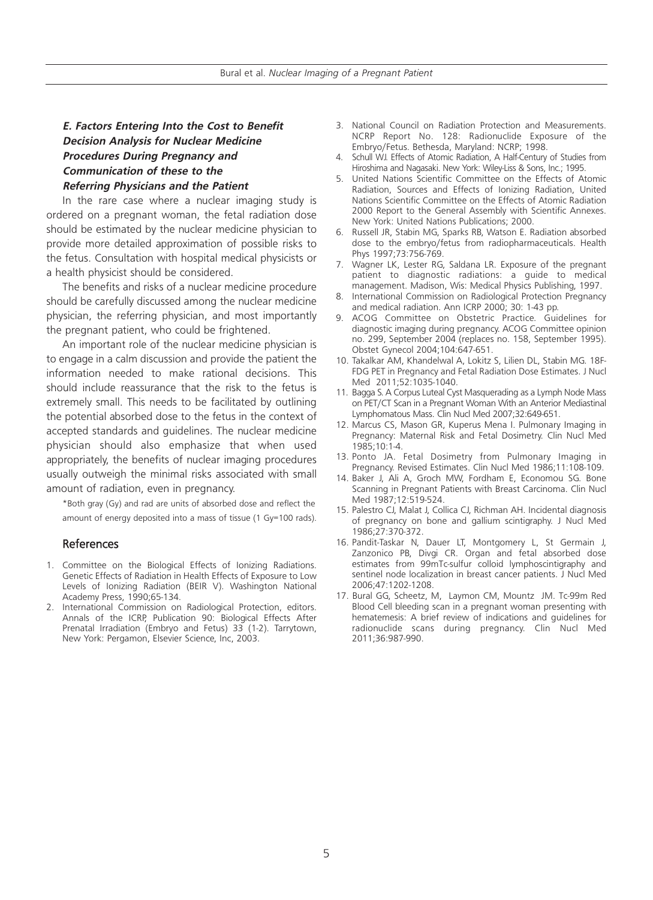### *E. Factors Entering Into the Cost to Benefit Decision Analysis for Nuclear Medicine Procedures During Pregnancy and Communication of these to the Referring Physicians and the Patient*

In the rare case where a nuclear imaging study is ordered on a pregnant woman, the fetal radiation dose should be estimated by the nuclear medicine physician to provide more detailed approximation of possible risks to the fetus. Consultation with hospital medical physicists or a health physicist should be considered.

The benefits and risks of a nuclear medicine procedure should be carefully discussed among the nuclear medicine physician, the referring physician, and most importantly the pregnant patient, who could be frightened.

An important role of the nuclear medicine physician is to engage in a calm discussion and provide the patient the information needed to make rational decisions. This should include reassurance that the risk to the fetus is extremely small. This needs to be facilitated by outlining the potential absorbed dose to the fetus in the context of accepted standards and guidelines. The nuclear medicine physician should also emphasize that when used appropriately, the benefits of nuclear imaging procedures usually outweigh the minimal risks associated with small amount of radiation, even in pregnancy.

*Both gray (Gy) and rad are units of absorbed dose and reflect the amount of energy deposited into a mass of tissue (1 Gy=100 rads).

## References

1. Committee on the Biological Effects of Ionizing Radiations. Genetic Effects of Radiation in Health Effects of Exposure to Low Levels of Ionizing Radiation (BEIR V). Washington National Academy Press, 1990;65-134.
2. International Commission on Radiological Protection, editors. Annals of the ICRP, Publication 90: Biological Effects After Prenatal Irradiation (Embryo and Fetus) 33 (1-2). Tarrytown, New York: Pergamon, Elsevier Science, Inc, 2003.
3. National Council on Radiation Protection and Measurements. NCRP Report No. 128: Radionuclide Exposure of the Embryo/Fetus. Bethesda, Maryland: NCRP; 1998.
4. Schull WJ. Effects of Atomic Radiation, A Half-Century of Studies from Hiroshima and Nagasaki. New York: Wiley-Liss & Sons, Inc.; 1995.
5. United Nations Scientific Committee on the Effects of Atomic Radiation, Sources and Effects of Ionizing Radiation, United Nations Scientific Committee on the Effects of Atomic Radiation 2000 Report to the General Assembly with Scientific Annexes. New York: United Nations Publications; 2000.
6. Russell JR, Stabin MG, Sparks RB, Watson E. Radiation absorbed dose to the embryo/fetus from radiopharmaceuticals. Health Phys 1997;73:756-769.
7. Wagner LK, Lester RG, Saldana LR. Exposure of the pregnant patient to diagnostic radiations: a guide to medical management. Madison, Wis: Medical Physics Publishing, 1997.
8. International Commission on Radiological Protection Pregnancy and medical radiation. Ann ICRP 2000; 30: 1-43 pp.
9. ACOG Committee on Obstetric Practice. Guidelines for diagnostic imaging during pregnancy. ACOG Committee opinion no. 299, September 2004 (replaces no. 158, September 1995). Obstet Gynecol 2004;104:647-651.
10. Takalkar AM, Khandelwal A, Lokitz S, Lilien DL, Stabin MG. 18F-FDG PET in Pregnancy and Fetal Radiation Dose Estimates. J Nucl Med 2011;52:1035-1040.
11. Bagga S. A Corpus Luteal Cyst Masquerading as a Lymph Node Mass on PET/CT Scan in a Pregnant Woman With an Anterior Mediastinal Lymphomatous Mass. Clin Nucl Med 2007;32:649-651.
12. Marcus CS, Mason GR, Kuperus Mena I. Pulmonary Imaging in Pregnancy: Maternal Risk and Fetal Dosimetry. Clin Nucl Med 1985;10:1-4.
13. Ponto JA. Fetal Dosimetry from Pulmonary Imaging in Pregnancy. Revised Estimates. Clin Nucl Med 1986;11:108-109.
14. Baker J, Ali A, Groch MW, Fordham E, Economou SG. Bone Scanning in Pregnant Patients with Breast Carcinoma. Clin Nucl Med 1987;12:519-524.
15. Palestro CJ, Malat J, Collica CJ, Richman AH. Incidental diagnosis of pregnancy on bone and gallium scintigraphy. J Nucl Med 1986;27:370-372.
16. Pandit-Taskar N, Dauer LT, Montgomery L, St Germain J, Zanzonico PB, Divgi CR. Organ and fetal absorbed dose estimates from 99mTc-sulfur colloid lymphoscintigraphy and sentinel node localization in breast cancer patients. J Nucl Med 2006;47:1202-1208.
17. Bural GG, Scheetz, M, Laymon CM, Mountz JM. Tc-99m Red Blood Cell bleeding scan in a pregnant woman presenting with hematemesis: A brief review of indications and guidelines for radionuclide scans during pregnancy. Clin Nucl Med 2011;36:987-990.